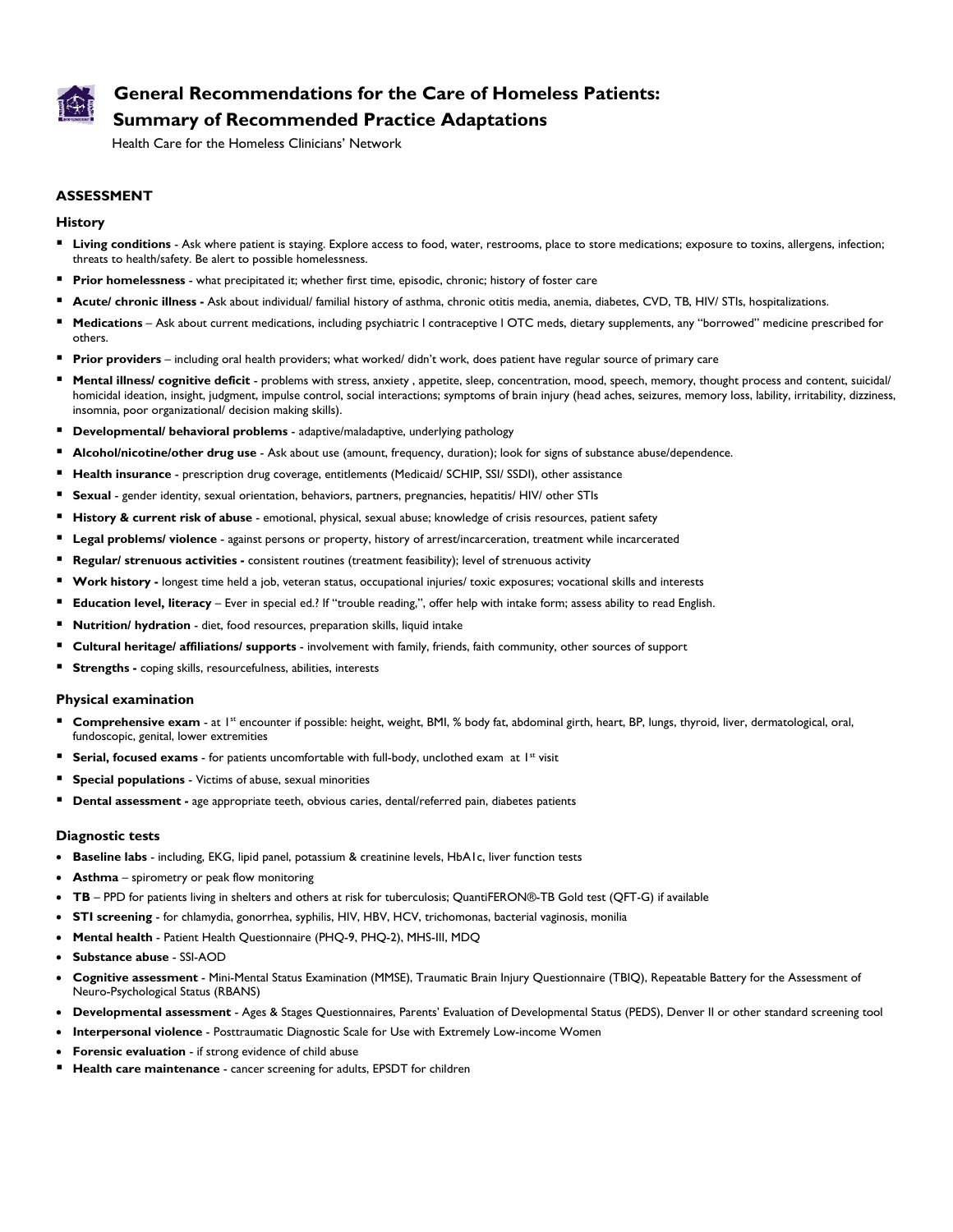# General Recommendations for the Care of Homeless Patients: Summary of Recommended Practice Adaptations

Health Care for the Homeless Clinicians' Network

## ASSESSMENT

### History

- **Living conditions** - Ask where patient is staying. Explore access to food, water, restrooms, place to store medications; exposure to toxins, allergens, infection; threats to health/safety. Be alert to possible homelessness.
- **Prior homelessness** - what precipitated it; whether first time, episodic, chronic; history of foster care
- **Acute/ chronic illness -** Ask about individual/ familial history of asthma, chronic otitis media, anemia, diabetes, CVD, TB, HIV/ STIs, hospitalizations.
- **Medications** – Ask about current medications, including psychiatric l contraceptive l OTC meds, dietary supplements, any "borrowed" medicine prescribed for others.
- **Prior providers** – including oral health providers; what worked/ didn't work, does patient have regular source of primary care
- **Mental illness/ cognitive deficit** - problems with stress, anxiety , appetite, sleep, concentration, mood, speech, memory, thought process and content, suicidal/ homicidal ideation, insight, judgment, impulse control, social interactions; symptoms of brain injury (head aches, seizures, memory loss, lability, irritability, dizziness, insomnia, poor organizational/ decision making skills).
- **Developmental/ behavioral problems** - adaptive/maladaptive, underlying pathology
- **Alcohol/nicotine/other drug use** - Ask about use (amount, frequency, duration); look for signs of substance abuse/dependence.
- **Health insurance** - prescription drug coverage, entitlements (Medicaid/ SCHIP, SSI/ SSDI), other assistance
- **Sexual** - gender identity, sexual orientation, behaviors, partners, pregnancies, hepatitis/ HIV/ other STIs
- **History & current risk of abuse** - emotional, physical, sexual abuse; knowledge of crisis resources, patient safety
- **Legal problems/ violence** - against persons or property, history of arrest/incarceration, treatment while incarcerated
- **Regular/ strenuous activities -** consistent routines (treatment feasibility); level of strenuous activity
- **Work history -** longest time held a job, veteran status, occupational injuries/ toxic exposures; vocational skills and interests
- **Education level, literacy** – Ever in special ed.? If "trouble reading,", offer help with intake form; assess ability to read English.
- **Nutrition/ hydration** - diet, food resources, preparation skills, liquid intake
- **Cultural heritage/ affiliations/ supports** - involvement with family, friends, faith community, other sources of support
- **Strengths -** coping skills, resourcefulness, abilities, interests

### Physical examination

- **Comprehensive exam** - at 1st encounter if possible: height, weight, BMI, % body fat, abdominal girth, heart, BP, lungs, thyroid, liver, dermatological, oral, fundoscopic, genital, lower extremities
- **Serial, focused exams** - for patients uncomfortable with full-body, unclothed exam at 1st visit
- **Special populations** - Victims of abuse, sexual minorities
- **Dental assessment -** age appropriate teeth, obvious caries, dental/referred pain, diabetes patients

### Diagnostic tests

- **Baseline labs** - including, EKG, lipid panel, potassium & creatinine levels, HbA1c, liver function tests
- **Asthma** – spirometry or peak flow monitoring
- **TB** – PPD for patients living in shelters and others at risk for tuberculosis; QuantiFERON®-TB Gold test (QFT-G) if available
- **STI screening** - for chlamydia, gonorrhea, syphilis, HIV, HBV, HCV, trichomonas, bacterial vaginosis, monilia
- **Mental health** - Patient Health Questionnaire (PHQ-9, PHQ-2), MHS-III, MDQ
- **Substance abuse** - SSI-AOD
- **Cognitive assessment** - Mini-Mental Status Examination (MMSE), Traumatic Brain Injury Questionnaire (TBIQ), Repeatable Battery for the Assessment of Neuro-Psychological Status (RBANS)
- **Developmental assessment** - Ages & Stages Questionnaires, Parents' Evaluation of Developmental Status (PEDS), Denver II or other standard screening tool
- **Interpersonal violence** - Posttraumatic Diagnostic Scale for Use with Extremely Low-income Women
- **Forensic evaluation** - if strong evidence of child abuse
- **Health care maintenance** - cancer screening for adults, EPSDT for children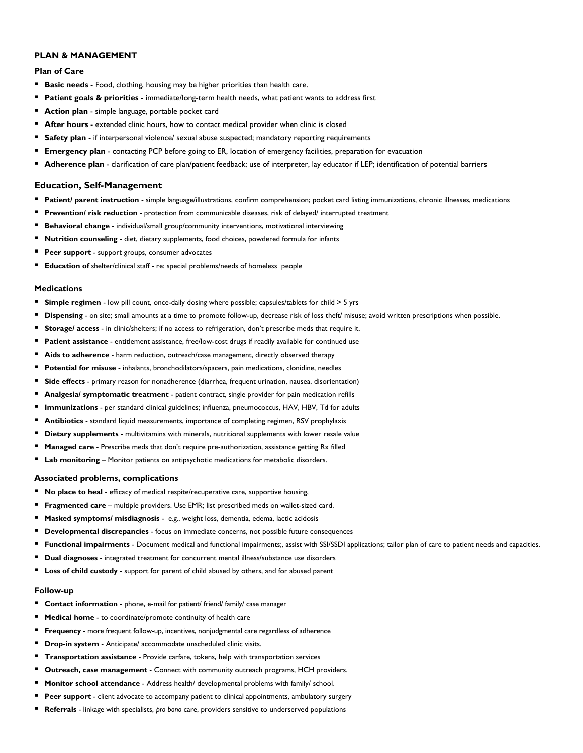### PLAN & MANAGEMENT

#### Plan of Care

- **Basic needs** - Food, clothing, housing may be higher priorities than health care.
- **Patient goals & priorities** - immediate/long-term health needs, what patient wants to address first
- **Action plan** - simple language, portable pocket card
- **After hours** - extended clinic hours, how to contact medical provider when clinic is closed
- **Safety plan** - if interpersonal violence/ sexual abuse suspected; mandatory reporting requirements
- **Emergency plan** - contacting PCP before going to ER, location of emergency facilities, preparation for evacuation
- **Adherence plan** - clarification of care plan/patient feedback; use of interpreter, lay educator if LEP; identification of potential barriers

#### Education, Self-Management

- **Patient/ parent instruction** - simple language/illustrations, confirm comprehension; pocket card listing immunizations, chronic illnesses, medications
- **Prevention/ risk reduction** - protection from communicable diseases, risk of delayed/ interrupted treatment
- **Behavioral change** - individual/small group/community interventions, motivational interviewing
- **Nutrition counseling** - diet, dietary supplements, food choices, powdered formula for infants
- **Peer support** - support groups, consumer advocates
- **Education of** shelter/clinical staff - re: special problems/needs of homeless people

#### Medications

- **Simple regimen** - low pill count, once-daily dosing where possible; capsules/tablets for child > 5 yrs
- **Dispensing** - on site; small amounts at a time to promote follow-up, decrease risk of loss theft/ misuse; avoid written prescriptions when possible.
- **Storage/ access** - in clinic/shelters; if no access to refrigeration, don't prescribe meds that require it.
- **Patient assistance** - entitlement assistance, free/low-cost drugs if readily available for continued use
- **Aids to adherence** - harm reduction, outreach/case management, directly observed therapy
- **Potential for misuse** - inhalants, bronchodilators/spacers, pain medications, clonidine, needles
- **Side effects** - primary reason for nonadherence (diarrhea, frequent urination, nausea, disorientation)
- **Analgesia/ symptomatic treatment** - patient contract, single provider for pain medication refills
- **Immunizations** - per standard clinical guidelines; influenza, pneumococcus, HAV, HBV, Td for adults
- **Antibiotics** - standard liquid measurements, importance of completing regimen, RSV prophylaxis
- **Dietary supplements** - multivitamins with minerals, nutritional supplements with lower resale value
- **Managed care** - Prescribe meds that don't require pre-authorization, assistance getting Rx filled
- **Lab monitoring** – Monitor patients on antipsychotic medications for metabolic disorders.

#### Associated problems, complications

- **No place to heal** - efficacy of medical respite/recuperative care, supportive housing,
- **Fragmented care** – multiple providers. Use EMR; list prescribed meds on wallet-sized card.
- **Masked symptoms/ misdiagnosis** - e.g., weight loss, dementia, edema, lactic acidosis
- **Developmental discrepancies** - focus on immediate concerns, not possible future consequences
- **Functional impairments** - Document medical and functional impairments;, assist with SSI/SSDI applications; tailor plan of care to patient needs and capacities.
- **Dual diagnoses** - integrated treatment for concurrent mental illness/substance use disorders
- **Loss of child custody** - support for parent of child abused by others, and for abused parent

#### Follow-up

- **Contact information** - phone, e-mail for patient/ friend/ family/ case manager
- **Medical home** - to coordinate/promote continuity of health care
- **Frequency** - more frequent follow-up, incentives, nonjudgmental care regardless of adherence
- **Drop-in system** - Anticipate/ accommodate unscheduled clinic visits.
- **Transportation assistance** - Provide carfare, tokens, help with transportation services
- **Outreach, case management** - Connect with community outreach programs, HCH providers.
- **Monitor school attendance** - Address health/ developmental problems with family/ school.
- **Peer support** - client advocate to accompany patient to clinical appointments, ambulatory surgery
- **Referrals** - linkage with specialists, *pro bono* care, providers sensitive to underserved populations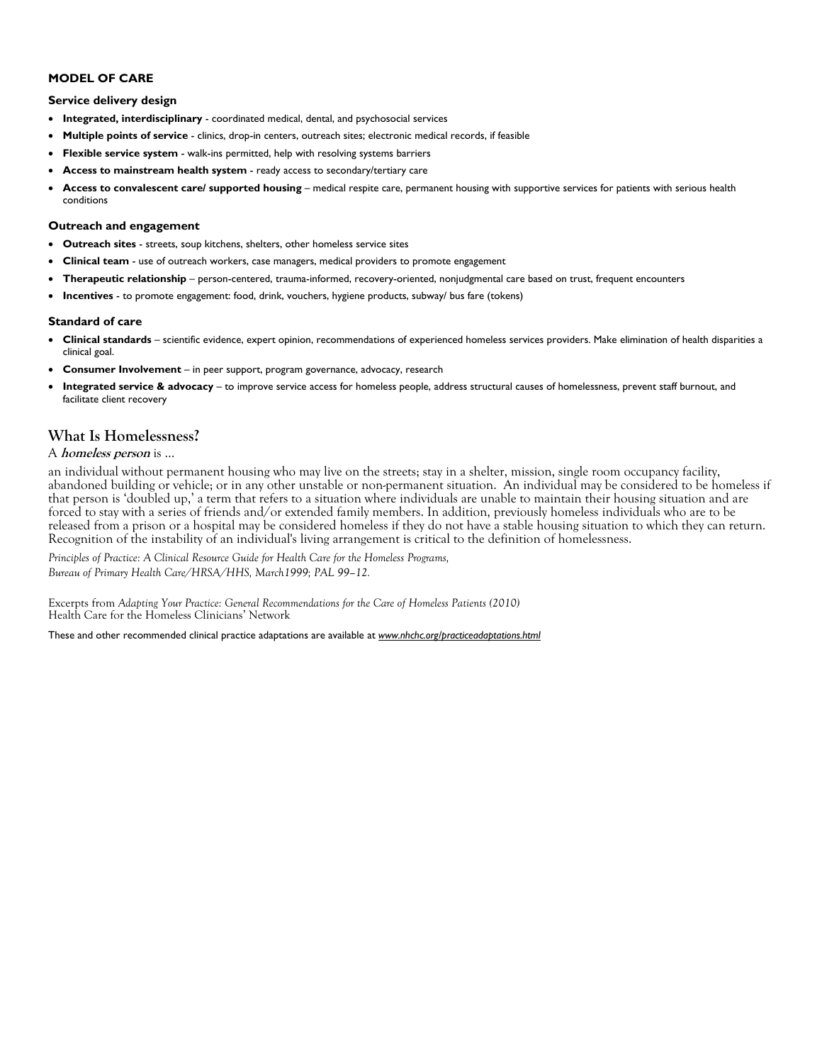## MODEL OF CARE

### Service delivery design

- **Integrated, interdisciplinary** - coordinated medical, dental, and psychosocial services
- **Multiple points of service** - clinics, drop-in centers, outreach sites; electronic medical records, if feasible
- **Flexible service system** - walk-ins permitted, help with resolving systems barriers
- **Access to mainstream health system** - ready access to secondary/tertiary care
- **Access to convalescent care/ supported housing** – medical respite care, permanent housing with supportive services for patients with serious health conditions

### Outreach and engagement

- **Outreach sites** - streets, soup kitchens, shelters, other homeless service sites
- **Clinical team** - use of outreach workers, case managers, medical providers to promote engagement
- **Therapeutic relationship** – person-centered, trauma-informed, recovery-oriented, nonjudgmental care based on trust, frequent encounters
- **Incentives** - to promote engagement: food, drink, vouchers, hygiene products, subway/ bus fare (tokens)

### Standard of care

- **Clinical standards** – scientific evidence, expert opinion, recommendations of experienced homeless services providers. Make elimination of health disparities a clinical goal.
- **Consumer Involvement** – in peer support, program governance, advocacy, research
- **Integrated service & advocacy** – to improve service access for homeless people, address structural causes of homelessness, prevent staff burnout, and facilitate client recovery

## What Is Homelessness?

A ***homeless person*** is …

an individual without permanent housing who may live on the streets; stay in a shelter, mission, single room occupancy facility, abandoned building or vehicle; or in any other unstable or non-permanent situation. An individual may be considered to be homeless if that person is 'doubled up,' a term that refers to a situation where individuals are unable to maintain their housing situation and are forced to stay with a series of friends and/or extended family members. In addition, previously homeless individuals who are to be released from a prison or a hospital may be considered homeless if they do not have a stable housing situation to which they can return. Recognition of the instability of an individual's living arrangement is critical to the definition of homelessness.

*Principles of Practice: A Clinical Resource Guide for Health Care for the Homeless Programs, Bureau of Primary Health Care/HRSA/HHS, March1999; PAL 99–12.*

Excerpts from *Adapting Your Practice: General Recommendations for the Care of Homeless Patients (2010)*
Health Care for the Homeless Clinicians' Network

These and other recommended clinical practice adaptations are available at ***www.nhchc.org/practiceadaptations.html***